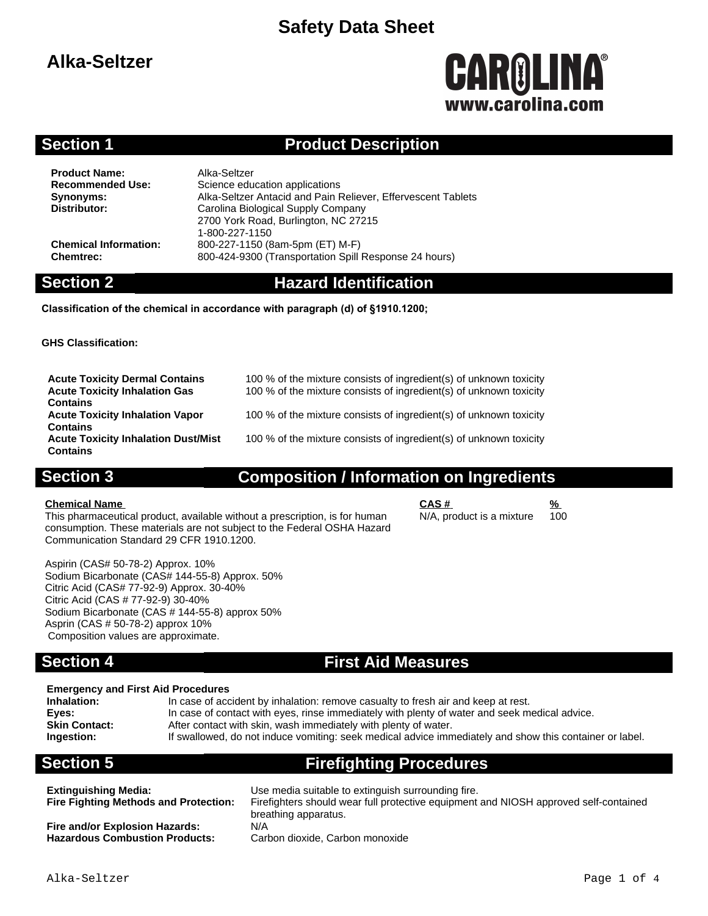# Safety Data Sheet

## Alka-Seltzer

CAROLINA®
www.carolina.com

## Section 1 Product Description

**Product Name:** Alka-Seltzer
**Recommended Use:** Science education applications
**Synonyms:** Alka-Seltzer Antacid and Pain Reliever, Effervescent Tablets
**Distributor:** Carolina Biological Supply Company
2700 York Road, Burlington, NC 27215
1-800-227-1150
**Chemical Information:** 800-227-1150 (8am-5pm (ET) M-F)
**Chemtrec:** 800-424-9300 (Transportation Spill Response 24 hours)

## Section 2 Hazard Identification

**Classification of the chemical in accordance with paragraph (d) of §1910.1200;**

**GHS Classification:**

| | |
|---|---|
| **Acute Toxicity Dermal Contains** | 100 % of the mixture consists of ingredient(s) of unknown toxicity |
| **Acute Toxicity Inhalation Gas Contains** | 100 % of the mixture consists of ingredient(s) of unknown toxicity |
| **Acute Toxicity Inhalation Vapor Contains** | 100 % of the mixture consists of ingredient(s) of unknown toxicity |
| **Acute Toxicity Inhalation Dust/Mist Contains** | 100 % of the mixture consists of ingredient(s) of unknown toxicity |

## Section 3 Composition / Information on Ingredients

| Chemical Name | CAS # | % |
|---|---|---|
| This pharmaceutical product, available without a prescription, is for human consumption. These materials are not subject to the Federal OSHA Hazard Communication Standard 29 CFR 1910.1200. | N/A, product is a mixture | 100 |

Aspirin (CAS# 50-78-2) Approx. 10%
Sodium Bicarbonate (CAS# 144-55-8) Approx. 50%
Citric Acid (CAS# 77-92-9) Approx. 30-40%
Citric Acid (CAS # 77-92-9) 30-40%
Sodium Bicarbonate (CAS # 144-55-8) approx 50%
Asprin (CAS # 50-78-2) approx 10%
Composition values are approximate.

## Section 4 First Aid Measures

**Emergency and First Aid Procedures**

**Inhalation:** In case of accident by inhalation: remove casualty to fresh air and keep at rest.
**Eyes:** In case of contact with eyes, rinse immediately with plenty of water and seek medical advice.
**Skin Contact:** After contact with skin, wash immediately with plenty of water.
**Ingestion:** If swallowed, do not induce vomiting: seek medical advice immediately and show this container or label.

## Section 5 Firefighting Procedures

**Extinguishing Media:** Use media suitable to extinguish surrounding fire.
**Fire Fighting Methods and Protection:** Firefighters should wear full protective equipment and NIOSH approved self-contained breathing apparatus.
**Fire and/or Explosion Hazards:** N/A
**Hazardous Combustion Products:** Carbon dioxide, Carbon monoxide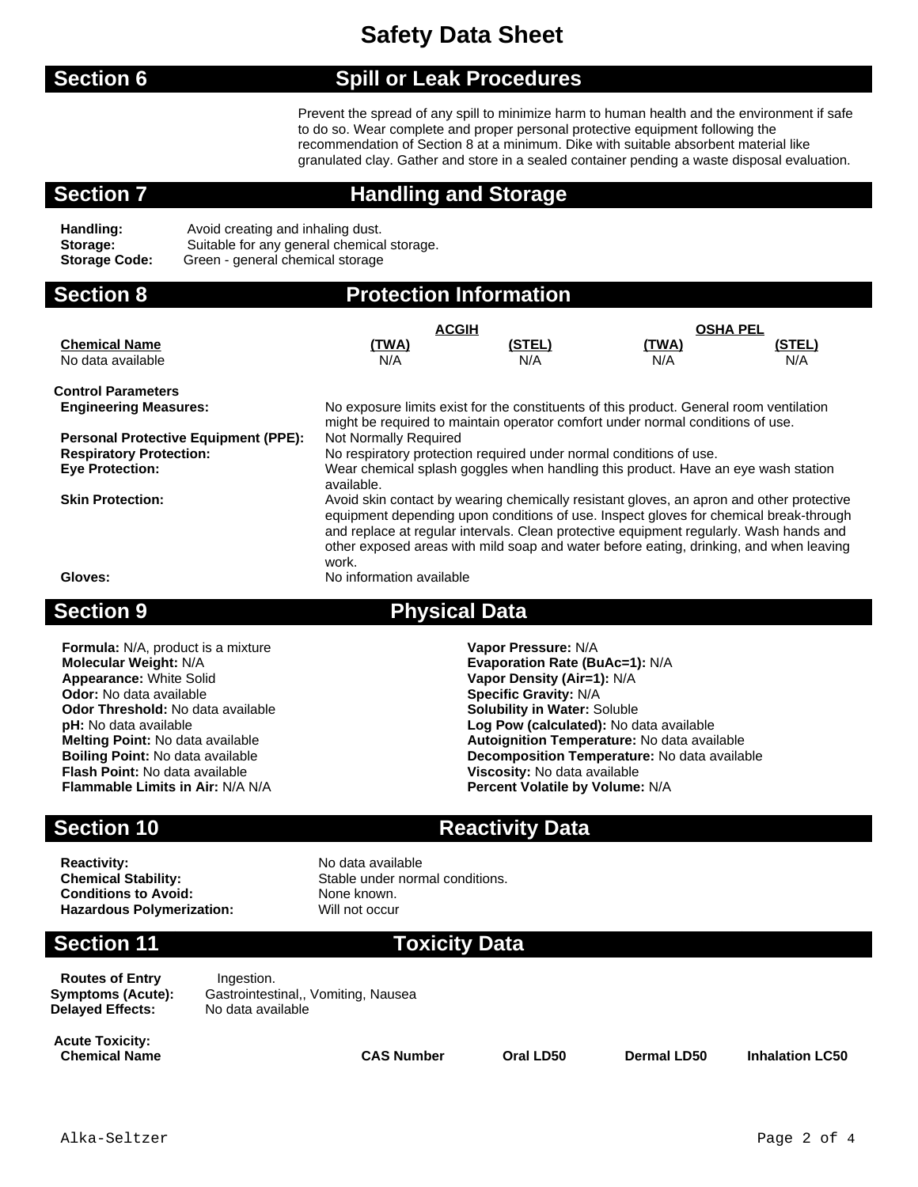# Safety Data Sheet

## Section 6 — Spill or Leak Procedures

Prevent the spread of any spill to minimize harm to human health and the environment if safe to do so. Wear complete and proper personal protective equipment following the recommendation of Section 8 at a minimum. Dike with suitable absorbent material like granulated clay. Gather and store in a sealed container pending a waste disposal evaluation.

## Section 7 — Handling and Storage

**Handling:** Avoid creating and inhaling dust.
**Storage:** Suitable for any general chemical storage.
**Storage Code:** Green - general chemical storage

## Section 8 — Protection Information

| Chemical Name | ACGIH (TWA) | ACGIH (STEL) | OSHA PEL (TWA) | OSHA PEL (STEL) |
|---|---|---|---|---|
| No data available | N/A | N/A | N/A | N/A |

**Control Parameters**

**Engineering Measures:** No exposure limits exist for the constituents of this product. General room ventilation might be required to maintain operator comfort under normal conditions of use.

**Personal Protective Equipment (PPE):** Not Normally Required

**Respiratory Protection:** No respiratory protection required under normal conditions of use.

**Eye Protection:** Wear chemical splash goggles when handling this product. Have an eye wash station available.

**Skin Protection:** Avoid skin contact by wearing chemically resistant gloves, an apron and other protective equipment depending upon conditions of use. Inspect gloves for chemical break-through and replace at regular intervals. Clean protective equipment regularly. Wash hands and other exposed areas with mild soap and water before eating, drinking, and when leaving work.

**Gloves:** No information available

## Section 9 — Physical Data

**Formula:** N/A, product is a mixture
**Molecular Weight:** N/A
**Appearance:** White Solid
**Odor:** No data available
**Odor Threshold:** No data available
**pH:** No data available
**Melting Point:** No data available
**Boiling Point:** No data available
**Flash Point:** No data available
**Flammable Limits in Air:** N/A N/A

**Vapor Pressure:** N/A
**Evaporation Rate (BuAc=1):** N/A
**Vapor Density (Air=1):** N/A
**Specific Gravity:** N/A
**Solubility in Water:** Soluble
**Log Pow (calculated):** No data available
**Autoignition Temperature:** No data available
**Decomposition Temperature:** No data available
**Viscosity:** No data available
**Percent Volatile by Volume:** N/A

## Section 10 — Reactivity Data

**Reactivity:** No data available
**Chemical Stability:** Stable under normal conditions.
**Conditions to Avoid:** None known.
**Hazardous Polymerization:** Will not occur

## Section 11 — Toxicity Data

**Routes of Entry** Ingestion.
**Symptoms (Acute):** Gastrointestinal,, Vomiting, Nausea
**Delayed Effects:** No data available

**Acute Toxicity:**

| Chemical Name | CAS Number | Oral LD50 | Dermal LD50 | Inhalation LC50 |
|---|---|---|---|---|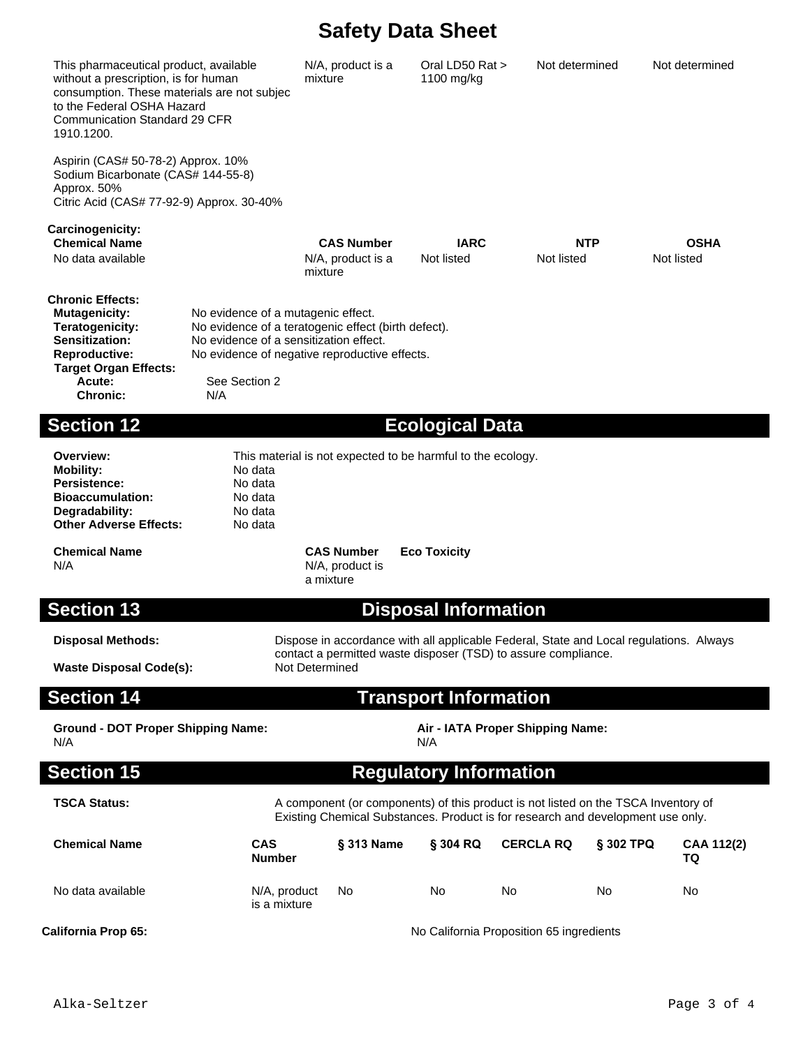# Safety Data Sheet

| | | | | |
|---|---|---|---|---|
| This pharmaceutical product, available without a prescription, is for human consumption. These materials are not subjec to the Federal OSHA Hazard Communication Standard 29 CFR 1910.1200. | N/A, product is a mixture | Oral LD50 Rat > 1100 mg/kg | Not determined | Not determined |

Aspirin (CAS# 50-78-2) Approx. 10%
Sodium Bicarbonate (CAS# 144-55-8) Approx. 50%
Citric Acid (CAS# 77-92-9) Approx. 30-40%

**Carcinogenicity:**

| Chemical Name | CAS Number | IARC | NTP | OSHA |
|---|---|---|---|---|
| No data available | N/A, product is a mixture | Not listed | Not listed | Not listed |

**Chronic Effects:**

**Mutagenicity:** No evidence of a mutagenic effect.
**Teratogenicity:** No evidence of a teratogenic effect (birth defect).
**Sensitization:** No evidence of a sensitization effect.
**Reproductive:** No evidence of negative reproductive effects.
**Target Organ Effects:**
**Acute:** See Section 2
**Chronic:** N/A

## Section 12 Ecological Data

**Overview:** This material is not expected to be harmful to the ecology.
**Mobility:** No data
**Persistence:** No data
**Bioaccumulation:** No data
**Degradability:** No data
**Other Adverse Effects:** No data

| Chemical Name | CAS Number | Eco Toxicity |
|---|---|---|
| N/A | N/A, product is a mixture | |

## Section 13 Disposal Information

**Disposal Methods:** Dispose in accordance with all applicable Federal, State and Local regulations. Always contact a permitted waste disposer (TSD) to assure compliance.

**Waste Disposal Code(s):** Not Determined

## Section 14 Transport Information

**Ground - DOT Proper Shipping Name:**
N/A

**Air - IATA Proper Shipping Name:**
N/A

## Section 15 Regulatory Information

**TSCA Status:** A component (or components) of this product is not listed on the TSCA Inventory of Existing Chemical Substances. Product is for research and development use only.

| Chemical Name | CAS Number | § 313 Name | § 304 RQ | CERCLA RQ | § 302 TPQ | CAA 112(2) TQ |
|---|---|---|---|---|---|---|
| No data available | N/A, product is a mixture | No | No | No | No | No |

**California Prop 65:** No California Proposition 65 ingredients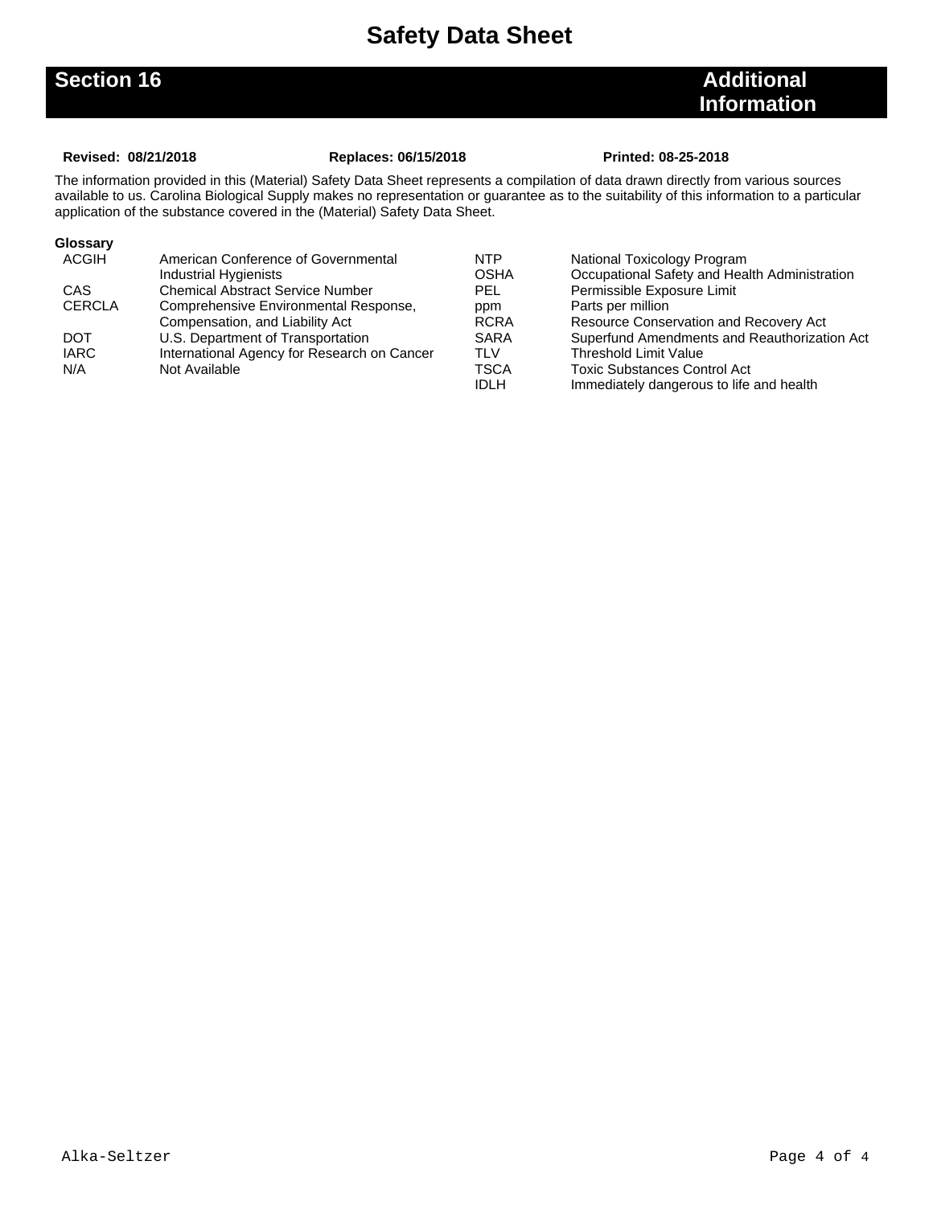# Safety Data Sheet

## Section 16 — Additional Information

**Revised: 08/21/2018** **Replaces: 06/15/2018** **Printed: 08-25-2018**

The information provided in this (Material) Safety Data Sheet represents a compilation of data drawn directly from various sources available to us. Carolina Biological Supply makes no representation or guarantee as to the suitability of this information to a particular application of the substance covered in the (Material) Safety Data Sheet.

**Glossary**

| | | | |
|---|---|---|---|
| ACGIH | American Conference of Governmental Industrial Hygienists | NTP | National Toxicology Program |
| | | OSHA | Occupational Safety and Health Administration |
| CAS | Chemical Abstract Service Number | PEL | Permissible Exposure Limit |
| CERCLA | Comprehensive Environmental Response, Compensation, and Liability Act | ppm | Parts per million |
| | | RCRA | Resource Conservation and Recovery Act |
| DOT | U.S. Department of Transportation | SARA | Superfund Amendments and Reauthorization Act |
| IARC | International Agency for Research on Cancer | TLV | Threshold Limit Value |
| N/A | Not Available | TSCA | Toxic Substances Control Act |
| | | IDLH | Immediately dangerous to life and health |